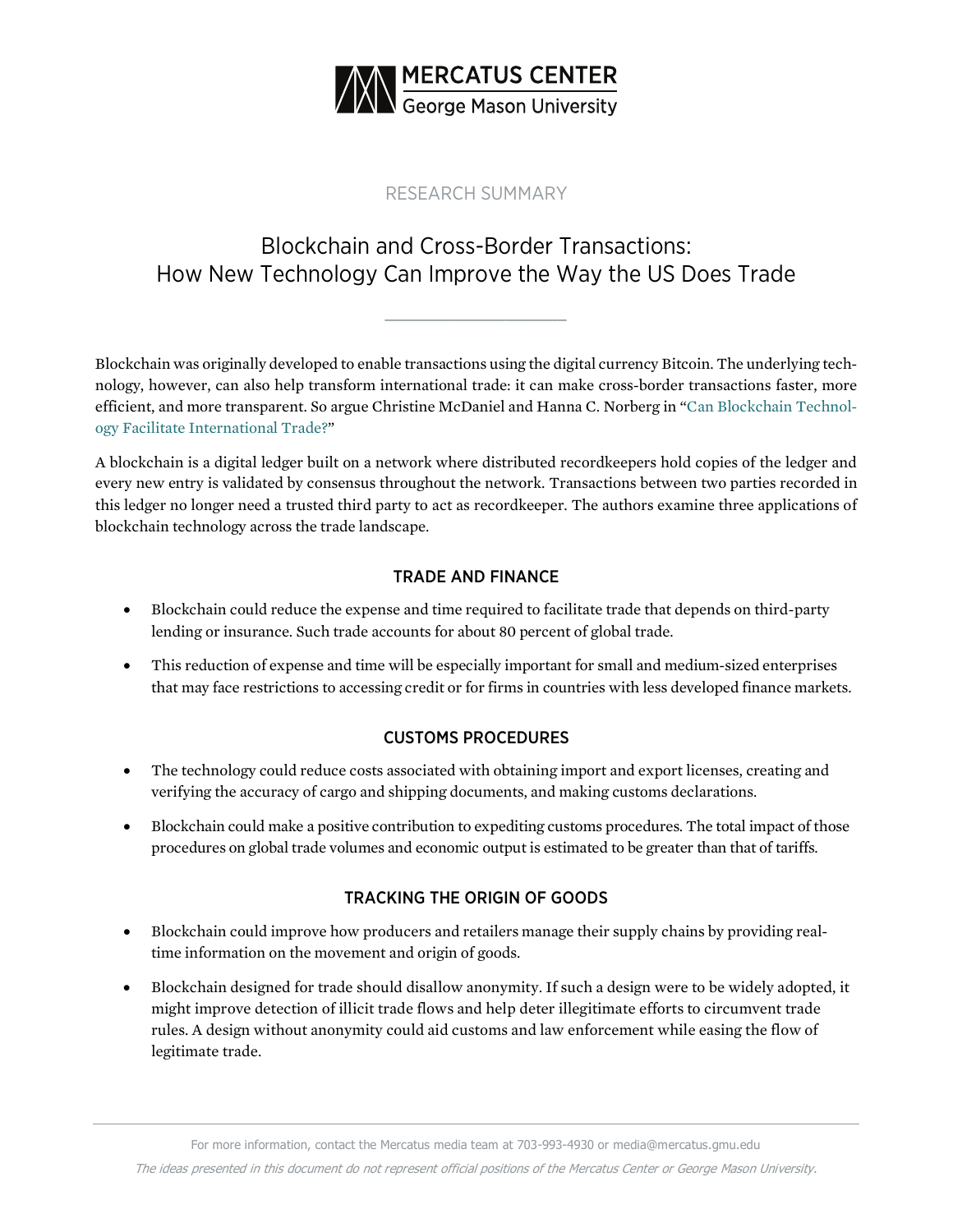MERCATUS CENTER
George Mason University

RESEARCH SUMMARY

# Blockchain and Cross-Border Transactions: How New Technology Can Improve the Way the US Does Trade

Blockchain was originally developed to enable transactions using the digital currency Bitcoin. The underlying technology, however, can also help transform international trade: it can make cross-border transactions faster, more efficient, and more transparent. So argue Christine McDaniel and Hanna C. Norberg in "Can Blockchain Technology Facilitate International Trade?"

A blockchain is a digital ledger built on a network where distributed recordkeepers hold copies of the ledger and every new entry is validated by consensus throughout the network. Transactions between two parties recorded in this ledger no longer need a trusted third party to act as recordkeeper. The authors examine three applications of blockchain technology across the trade landscape.

## TRADE AND FINANCE

- Blockchain could reduce the expense and time required to facilitate trade that depends on third-party lending or insurance. Such trade accounts for about 80 percent of global trade.
- This reduction of expense and time will be especially important for small and medium-sized enterprises that may face restrictions to accessing credit or for firms in countries with less developed finance markets.

## CUSTOMS PROCEDURES

- The technology could reduce costs associated with obtaining import and export licenses, creating and verifying the accuracy of cargo and shipping documents, and making customs declarations.
- Blockchain could make a positive contribution to expediting customs procedures. The total impact of those procedures on global trade volumes and economic output is estimated to be greater than that of tariffs.

## TRACKING THE ORIGIN OF GOODS

- Blockchain could improve how producers and retailers manage their supply chains by providing real-time information on the movement and origin of goods.
- Blockchain designed for trade should disallow anonymity. If such a design were to be widely adopted, it might improve detection of illicit trade flows and help deter illegitimate efforts to circumvent trade rules. A design without anonymity could aid customs and law enforcement while easing the flow of legitimate trade.

For more information, contact the Mercatus media team at 703-993-4930 or media@mercatus.gmu.edu

*The ideas presented in this document do not represent official positions of the Mercatus Center or George Mason University.*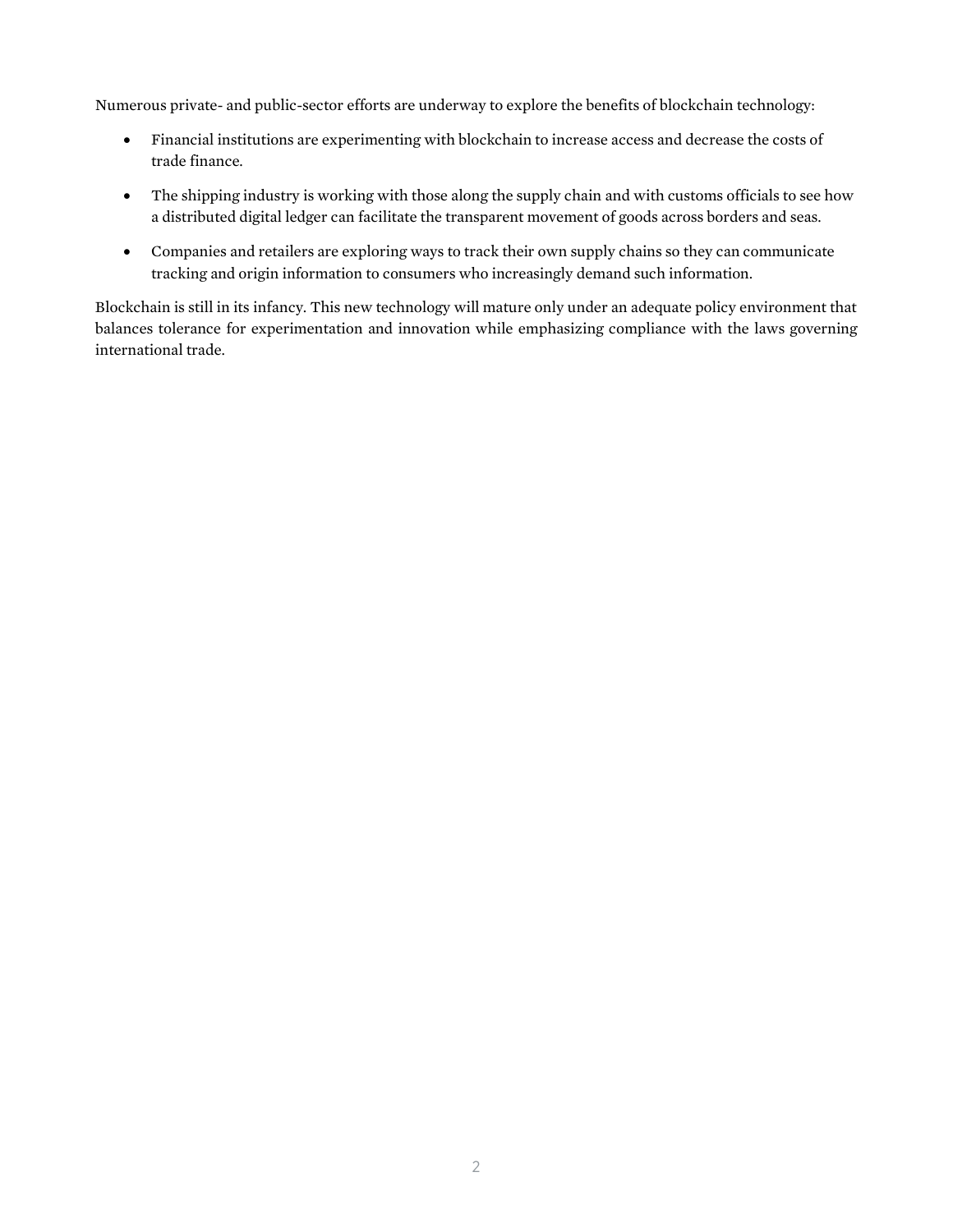Numerous private- and public-sector efforts are underway to explore the benefits of blockchain technology:

- Financial institutions are experimenting with blockchain to increase access and decrease the costs of trade finance.
- The shipping industry is working with those along the supply chain and with customs officials to see how a distributed digital ledger can facilitate the transparent movement of goods across borders and seas.
- Companies and retailers are exploring ways to track their own supply chains so they can communicate tracking and origin information to consumers who increasingly demand such information.

Blockchain is still in its infancy. This new technology will mature only under an adequate policy environment that balances tolerance for experimentation and innovation while emphasizing compliance with the laws governing international trade.